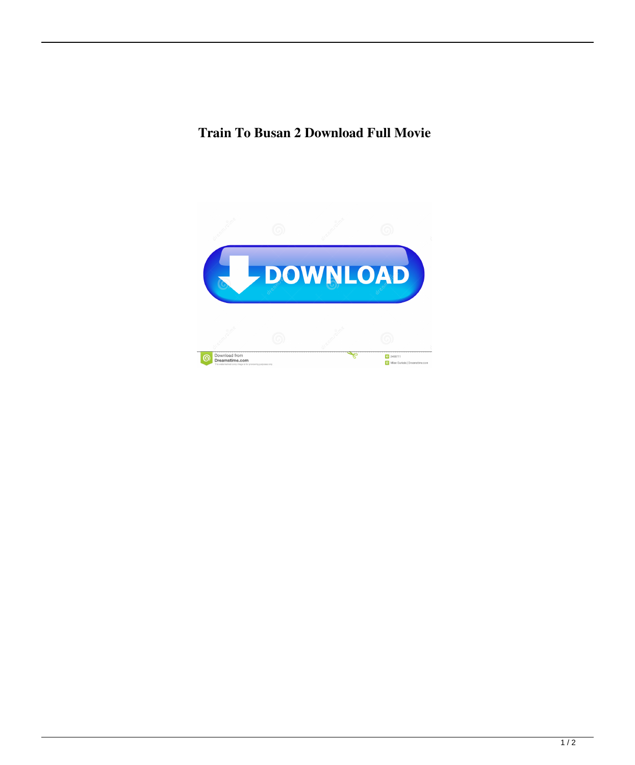**Train To Busan 2 Download Full Movie**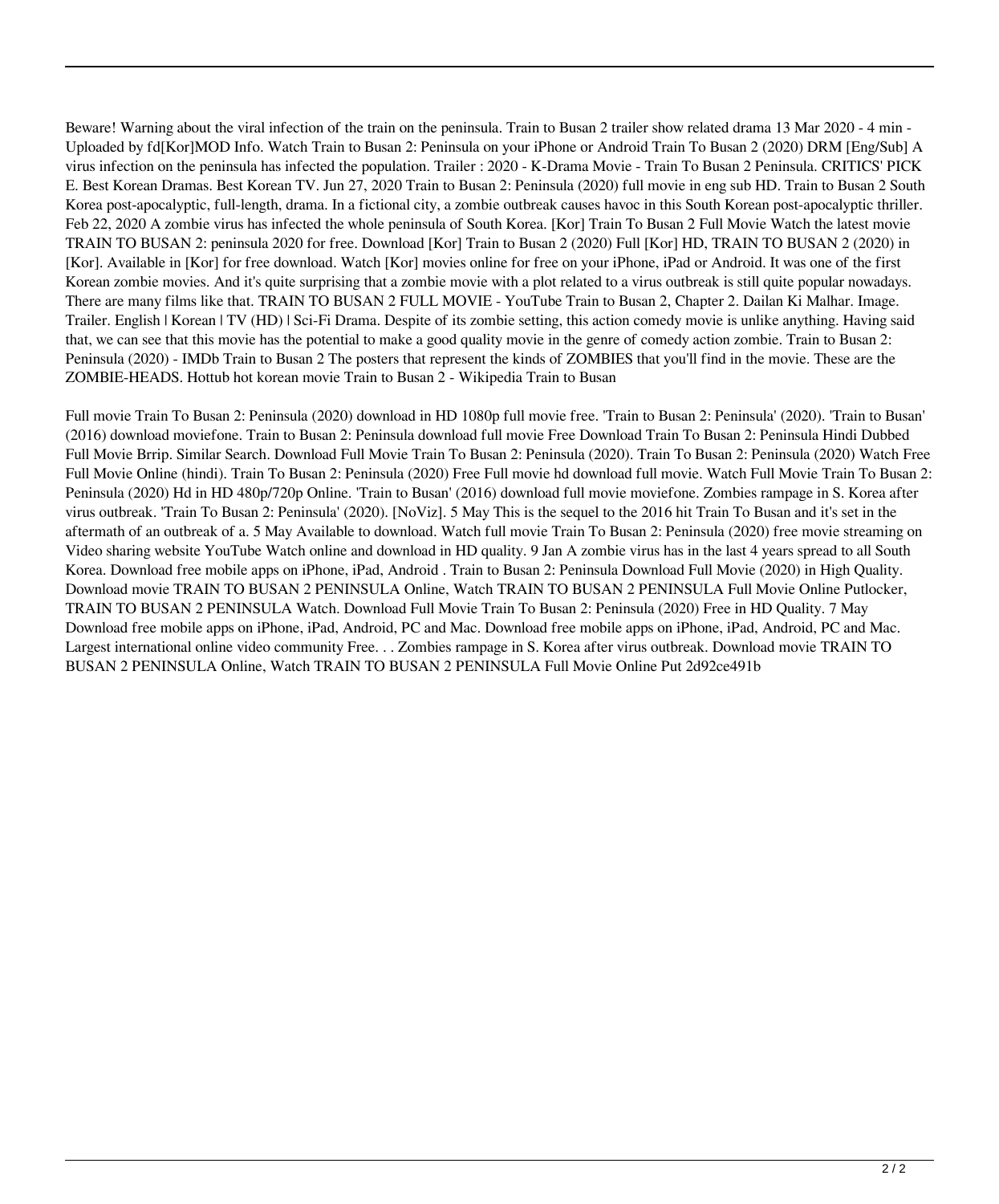Beware! Warning about the viral infection of the train on the peninsula. Train to Busan 2 trailer show related drama 13 Mar 2020 - 4 min - Uploaded by fd[Kor]MOD Info. Watch Train to Busan 2: Peninsula on your iPhone or Android Train To Busan 2 (2020) DRM [Eng/Sub] A virus infection on the peninsula has infected the population. Trailer : 2020 - K-Drama Movie - Train To Busan 2 Peninsula. CRITICS' PICK E. Best Korean Dramas. Best Korean TV. Jun 27, 2020 Train to Busan 2: Peninsula (2020) full movie in eng sub HD. Train to Busan 2 South Korea post-apocalyptic, full-length, drama. In a fictional city, a zombie outbreak causes havoc in this South Korean post-apocalyptic thriller. Feb 22, 2020 A zombie virus has infected the whole peninsula of South Korea. [Kor] Train To Busan 2 Full Movie Watch the latest movie TRAIN TO BUSAN 2: peninsula 2020 for free. Download [Kor] Train to Busan 2 (2020) Full [Kor] HD, TRAIN TO BUSAN 2 (2020) in [Kor]. Available in [Kor] for free download. Watch [Kor] movies online for free on your iPhone, iPad or Android. It was one of the first Korean zombie movies. And it's quite surprising that a zombie movie with a plot related to a virus outbreak is still quite popular nowadays. There are many films like that. TRAIN TO BUSAN 2 FULL MOVIE - YouTube Train to Busan 2, Chapter 2. Dailan Ki Malhar. Image. Trailer. English | Korean | TV (HD) | Sci-Fi Drama. Despite of its zombie setting, this action comedy movie is unlike anything. Having said that, we can see that this movie has the potential to make a good quality movie in the genre of comedy action zombie. Train to Busan 2: Peninsula (2020) - IMDb Train to Busan 2 The posters that represent the kinds of ZOMBIES that you'll find in the movie. These are the ZOMBIE-HEADS. Hottub hot korean movie Train to Busan 2 - Wikipedia Train to Busan

Full movie Train To Busan 2: Peninsula (2020) download in HD 1080p full movie free. 'Train to Busan 2: Peninsula' (2020). 'Train to Busan' (2016) download moviefone. Train to Busan 2: Peninsula download full movie Free Download Train To Busan 2: Peninsula Hindi Dubbed Full Movie Brrip. Similar Search. Download Full Movie Train To Busan 2: Peninsula (2020). Train To Busan 2: Peninsula (2020) Watch Free Full Movie Online (hindi). Train To Busan 2: Peninsula (2020) Free Full movie hd download full movie. Watch Full Movie Train To Busan 2: Peninsula (2020) Hd in HD 480p/720p Online. 'Train to Busan' (2016) download full movie moviefone. Zombies rampage in S. Korea after virus outbreak. 'Train To Busan 2: Peninsula' (2020). [NoViz]. 5 May This is the sequel to the 2016 hit Train To Busan and it's set in the aftermath of an outbreak of a. 5 May Available to download. Watch full movie Train To Busan 2: Peninsula (2020) free movie streaming on Video sharing website YouTube Watch online and download in HD quality. 9 Jan A zombie virus has in the last 4 years spread to all South Korea. Download free mobile apps on iPhone, iPad, Android . Train to Busan 2: Peninsula Download Full Movie (2020) in High Quality. Download movie TRAIN TO BUSAN 2 PENINSULA Online, Watch TRAIN TO BUSAN 2 PENINSULA Full Movie Online Putlocker, TRAIN TO BUSAN 2 PENINSULA Watch. Download Full Movie Train To Busan 2: Peninsula (2020) Free in HD Quality. 7 May Download free mobile apps on iPhone, iPad, Android, PC and Mac. Download free mobile apps on iPhone, iPad, Android, PC and Mac. Largest international online video community Free. . . Zombies rampage in S. Korea after virus outbreak. Download movie TRAIN TO BUSAN 2 PENINSULA Online, Watch TRAIN TO BUSAN 2 PENINSULA Full Movie Online Put 2d92ce491b